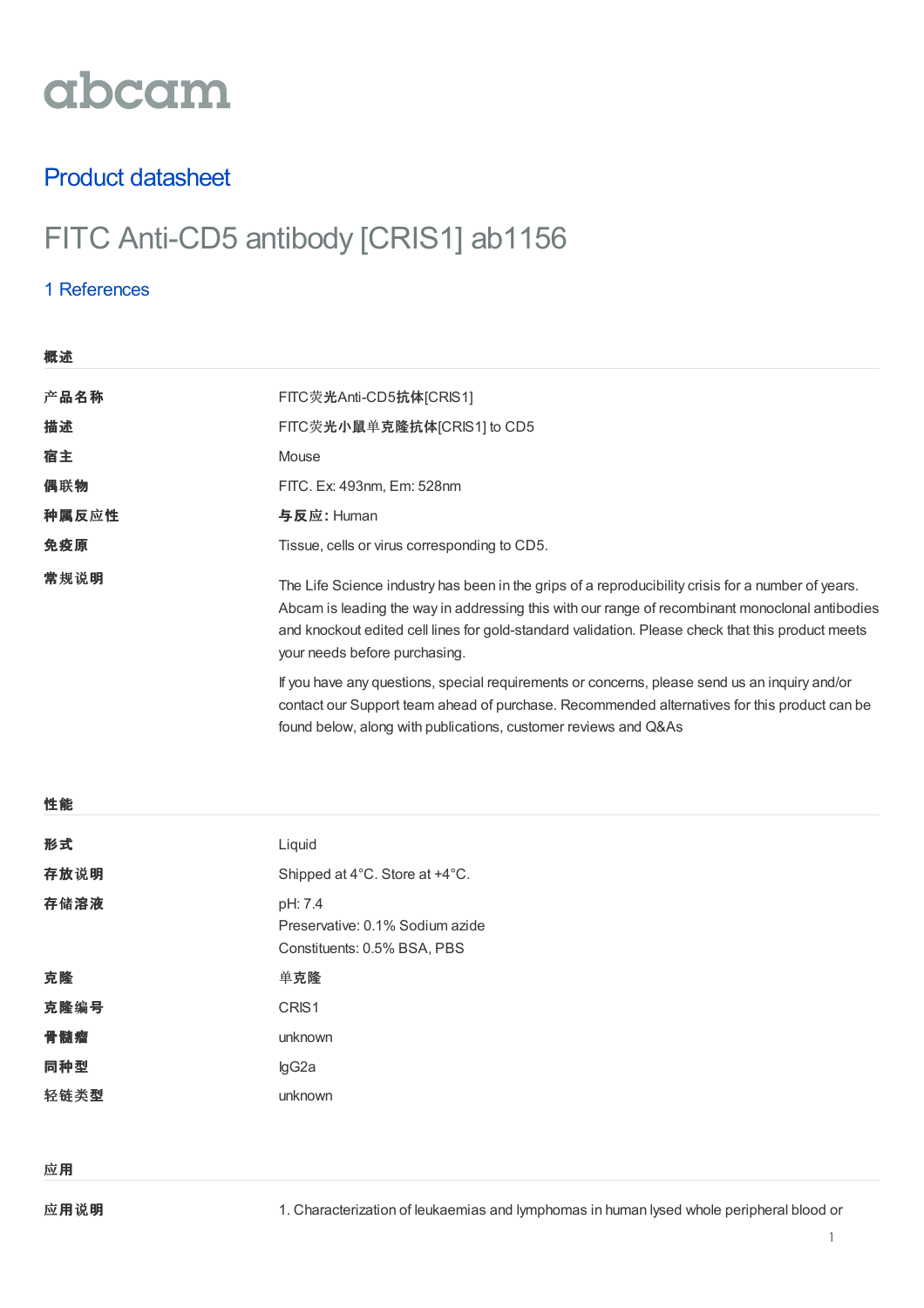abcam

## Product datasheet

# FITC Anti-CD5 antibody [CRIS1] ab1156

1 References

### 概述

| | |
|---|---|
| **产品名称** | FITC荧光Anti-CD5抗体[CRIS1] |
| **描述** | FITC荧光小鼠单克隆抗体[CRIS1] to CD5 |
| **宿主** | Mouse |
| **偶联物** | FITC. Ex: 493nm, Em: 528nm |
| **种属反应性** | **与反应:** Human |
| **免疫原** | Tissue, cells or virus corresponding to CD5. |
| **常规说明** | The Life Science industry has been in the grips of a reproducibility crisis for a number of years. Abcam is leading the way in addressing this with our range of recombinant monoclonal antibodies and knockout edited cell lines for gold-standard validation. Please check that this product meets your needs before purchasing.<br><br>If you have any questions, special requirements or concerns, please send us an inquiry and/or contact our Support team ahead of purchase. Recommended alternatives for this product can be found below, along with publications, customer reviews and Q&As |

### 性能

| | |
|---|---|
| **形式** | Liquid |
| **存放说明** | Shipped at 4°C. Store at +4°C. |
| **存储溶液** | pH: 7.4<br>Preservative: 0.1% Sodium azide<br>Constituents: 0.5% BSA, PBS |
| **克隆** | 单克隆 |
| **克隆编号** | CRIS1 |
| **骨髓瘤** | unknown |
| **同种型** | IgG2a |
| **轻链类型** | unknown |

### 应用

| | |
|---|---|
| **应用说明** | 1. Characterization of leukaemias and lymphomas in human lysed whole peripheral blood or |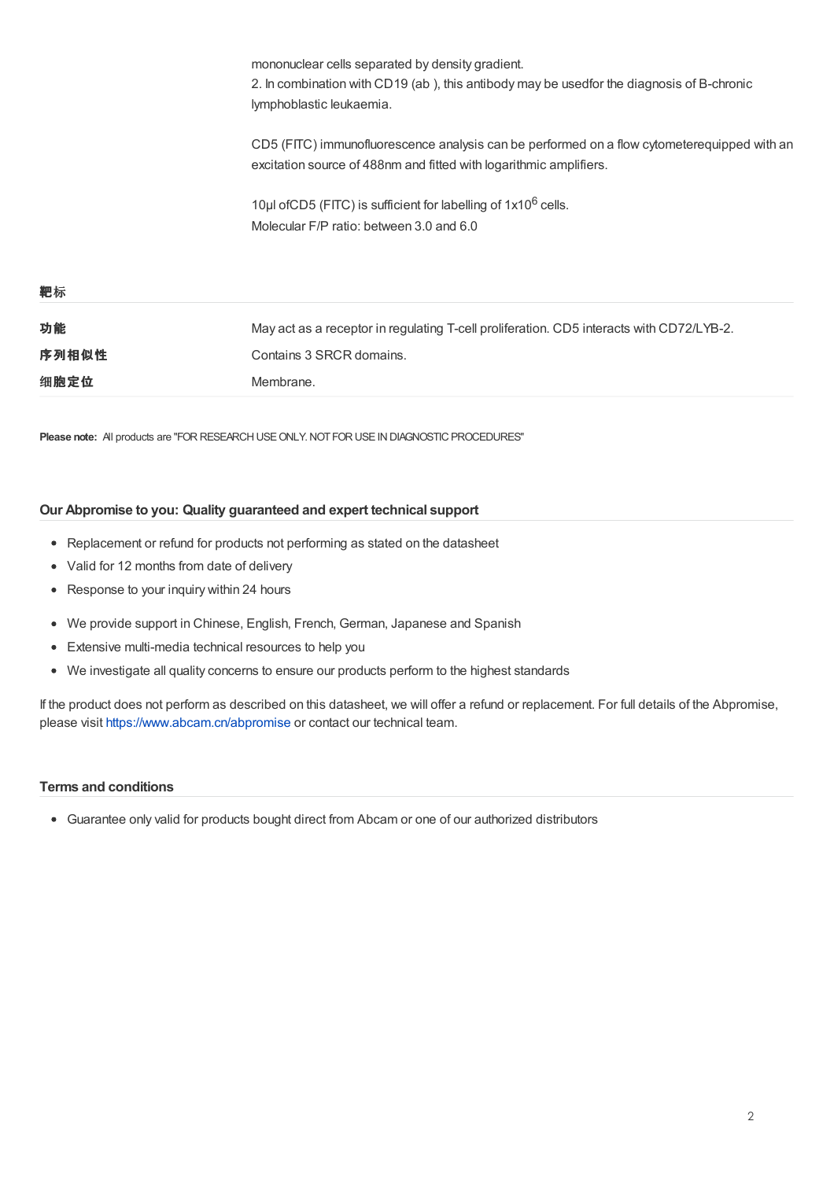mononuclear cells separated by density gradient.
2. In combination with CD19 (ab ), this antibody may be usedfor the diagnosis of B-chronic lymphoblastic leukaemia.

CD5 (FITC) immunofluorescence analysis can be performed on a flow cytometerequipped with an excitation source of 488nm and fitted with logarithmic amplifiers.

10µl ofCD5 (FITC) is sufficient for labelling of $1 \times 10^6$ cells.
Molecular F/P ratio: between 3.0 and 6.0

## 靶标

| | |
|---|---|
| **功能** | May act as a receptor in regulating T-cell proliferation. CD5 interacts with CD72/LYB-2. |
| **序列相似性** | Contains 3 SRCR domains. |
| **细胞定位** | Membrane. |

**Please note:** All products are "FOR RESEARCH USE ONLY. NOT FOR USE IN DIAGNOSTIC PROCEDURES"

### Our Abpromise to you: Quality guaranteed and expert technical support

- Replacement or refund for products not performing as stated on the datasheet
- Valid for 12 months from date of delivery
- Response to your inquiry within 24 hours

- We provide support in Chinese, English, French, German, Japanese and Spanish
- Extensive multi-media technical resources to help you
- We investigate all quality concerns to ensure our products perform to the highest standards

If the product does not perform as described on this datasheet, we will offer a refund or replacement. For full details of the Abpromise, please visit https://www.abcam.cn/abpromise or contact our technical team.

### Terms and conditions

- Guarantee only valid for products bought direct from Abcam or one of our authorized distributors